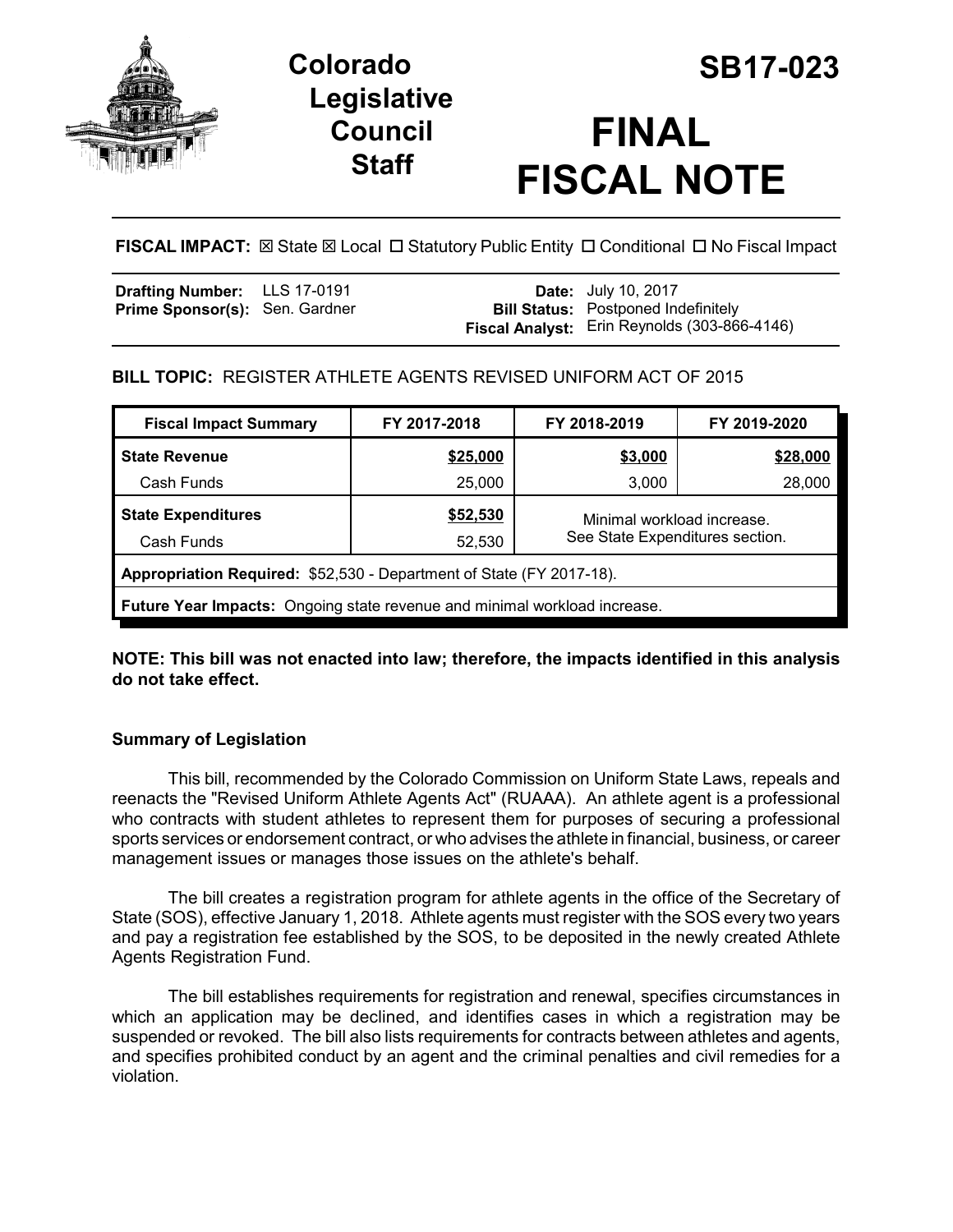# Colorado Legislative Council Staff

# SB17-023

# FINAL FISCAL NOTE

**FISCAL IMPACT:** ☒ State ☒ Local ☐ Statutory Public Entity ☐ Conditional ☐ No Fiscal Impact

| | | | |
|---|---|---|---|
| **Drafting Number:** | LLS 17-0191 | **Date:** | July 10, 2017 |
| **Prime Sponsor(s):** | Sen. Gardner | **Bill Status:** | Postponed Indefinitely |
| | | **Fiscal Analyst:** | Erin Reynolds (303-866-4146) |

**BILL TOPIC:** REGISTER ATHLETE AGENTS REVISED UNIFORM ACT OF 2015

| Fiscal Impact Summary | FY 2017-2018 | FY 2018-2019 | FY 2019-2020 |
|---|---|---|---|
| **State Revenue** | **$25,000** | **$3,000** | **$28,000** |
| Cash Funds | 25,000 | 3,000 | 28,000 |
| **State Expenditures** | **$52,530** | Minimal workload increase. See State Expenditures section. | |
| Cash Funds | 52,530 | | |
| **Appropriation Required:** $52,530 - Department of State (FY 2017-18). | | | |
| **Future Year Impacts:** Ongoing state revenue and minimal workload increase. | | | |

**NOTE: This bill was not enacted into law; therefore, the impacts identified in this analysis do not take effect.**

## Summary of Legislation

This bill, recommended by the Colorado Commission on Uniform State Laws, repeals and reenacts the "Revised Uniform Athlete Agents Act" (RUAAA). An athlete agent is a professional who contracts with student athletes to represent them for purposes of securing a professional sports services or endorsement contract, or who advises the athlete in financial, business, or career management issues or manages those issues on the athlete's behalf.

The bill creates a registration program for athlete agents in the office of the Secretary of State (SOS), effective January 1, 2018. Athlete agents must register with the SOS every two years and pay a registration fee established by the SOS, to be deposited in the newly created Athlete Agents Registration Fund.

The bill establishes requirements for registration and renewal, specifies circumstances in which an application may be declined, and identifies cases in which a registration may be suspended or revoked. The bill also lists requirements for contracts between athletes and agents, and specifies prohibited conduct by an agent and the criminal penalties and civil remedies for a violation.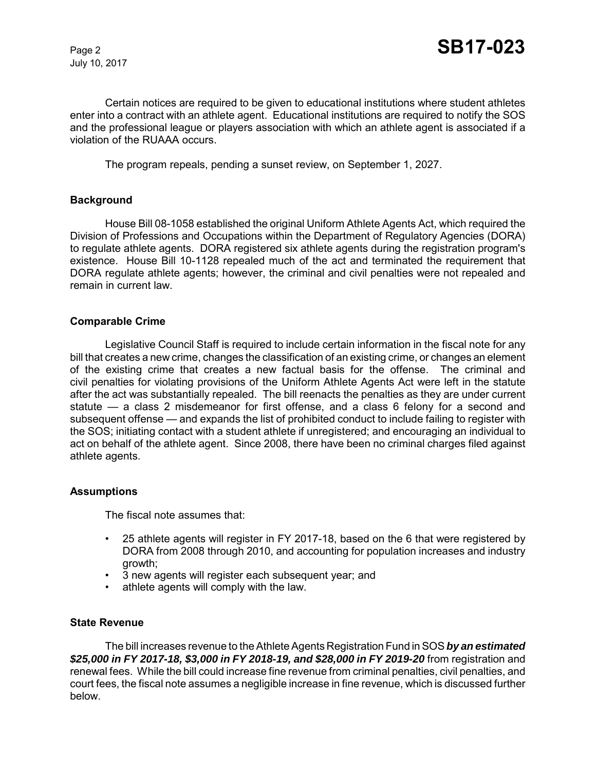Certain notices are required to be given to educational institutions where student athletes enter into a contract with an athlete agent. Educational institutions are required to notify the SOS and the professional league or players association with which an athlete agent is associated if a violation of the RUAAA occurs.

The program repeals, pending a sunset review, on September 1, 2027.

### Background

House Bill 08-1058 established the original Uniform Athlete Agents Act, which required the Division of Professions and Occupations within the Department of Regulatory Agencies (DORA) to regulate athlete agents. DORA registered six athlete agents during the registration program's existence. House Bill 10-1128 repealed much of the act and terminated the requirement that DORA regulate athlete agents; however, the criminal and civil penalties were not repealed and remain in current law.

### Comparable Crime

Legislative Council Staff is required to include certain information in the fiscal note for any bill that creates a new crime, changes the classification of an existing crime, or changes an element of the existing crime that creates a new factual basis for the offense. The criminal and civil penalties for violating provisions of the Uniform Athlete Agents Act were left in the statute after the act was substantially repealed. The bill reenacts the penalties as they are under current statute — a class 2 misdemeanor for first offense, and a class 6 felony for a second and subsequent offense — and expands the list of prohibited conduct to include failing to register with the SOS; initiating contact with a student athlete if unregistered; and encouraging an individual to act on behalf of the athlete agent. Since 2008, there have been no criminal charges filed against athlete agents.

### Assumptions

The fiscal note assumes that:

- 25 athlete agents will register in FY 2017-18, based on the 6 that were registered by DORA from 2008 through 2010, and accounting for population increases and industry growth;
- 3 new agents will register each subsequent year; and
- athlete agents will comply with the law.

### State Revenue

The bill increases revenue to the Athlete Agents Registration Fund in SOS ***by an estimated $25,000 in FY 2017-18, $3,000 in FY 2018-19, and $28,000 in FY 2019-20*** from registration and renewal fees. While the bill could increase fine revenue from criminal penalties, civil penalties, and court fees, the fiscal note assumes a negligible increase in fine revenue, which is discussed further below.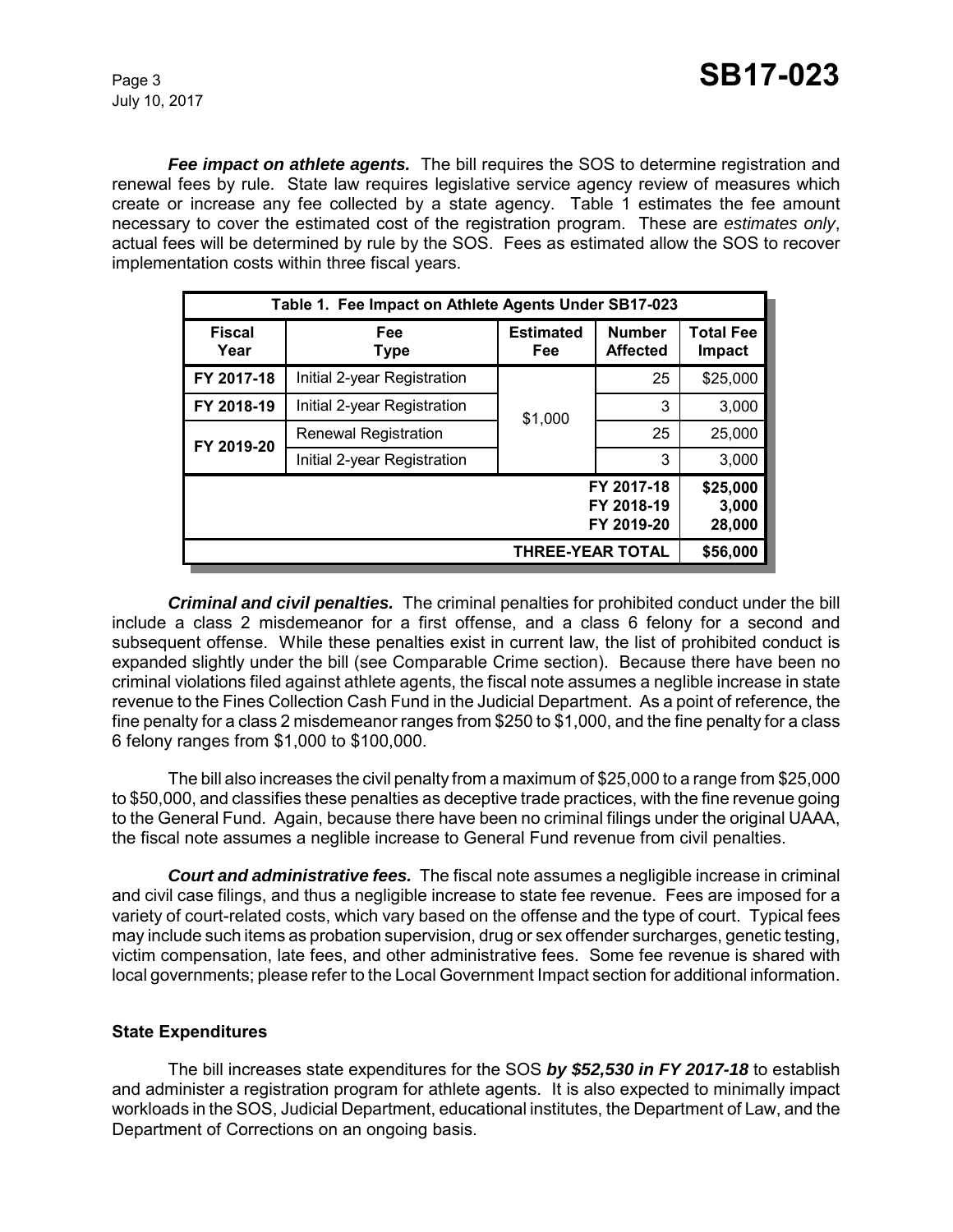***Fee impact on athlete agents.*** The bill requires the SOS to determine registration and renewal fees by rule. State law requires legislative service agency review of measures which create or increase any fee collected by a state agency. Table 1 estimates the fee amount necessary to cover the estimated cost of the registration program. These are *estimates only*, actual fees will be determined by rule by the SOS. Fees as estimated allow the SOS to recover implementation costs within three fiscal years.

| Table 1. Fee Impact on Athlete Agents Under SB17-023 | | | | |
|---|---|---|---|---|
| **Fiscal Year** | **Fee Type** | **Estimated Fee** | **Number Affected** | **Total Fee Impact** |
| **FY 2017-18** | Initial 2-year Registration | $1,000 | 25 | $25,000 |
| **FY 2018-19** | Initial 2-year Registration | | 3 | 3,000 |
| **FY 2019-20** | Renewal Registration | | 25 | 25,000 |
| | Initial 2-year Registration | | 3 | 3,000 |
| | | | **FY 2017-18** | **$25,000** |
| | | | **FY 2018-19** | **3,000** |
| | | | **FY 2019-20** | **28,000** |
| | | | **THREE-YEAR TOTAL** | **$56,000** |

***Criminal and civil penalties.*** The criminal penalties for prohibited conduct under the bill include a class 2 misdemeanor for a first offense, and a class 6 felony for a second and subsequent offense. While these penalties exist in current law, the list of prohibited conduct is expanded slightly under the bill (see Comparable Crime section). Because there have been no criminal violations filed against athlete agents, the fiscal note assumes a neglible increase in state revenue to the Fines Collection Cash Fund in the Judicial Department. As a point of reference, the fine penalty for a class 2 misdemeanor ranges from $250 to $1,000, and the fine penalty for a class 6 felony ranges from $1,000 to $100,000.

The bill also increases the civil penalty from a maximum of $25,000 to a range from $25,000 to $50,000, and classifies these penalties as deceptive trade practices, with the fine revenue going to the General Fund. Again, because there have been no criminal filings under the original UAAA, the fiscal note assumes a neglible increase to General Fund revenue from civil penalties.

***Court and administrative fees.*** The fiscal note assumes a negligible increase in criminal and civil case filings, and thus a negligible increase to state fee revenue. Fees are imposed for a variety of court-related costs, which vary based on the offense and the type of court. Typical fees may include such items as probation supervision, drug or sex offender surcharges, genetic testing, victim compensation, late fees, and other administrative fees. Some fee revenue is shared with local governments; please refer to the Local Government Impact section for additional information.

### State Expenditures

The bill increases state expenditures for the SOS ***by $52,530 in FY 2017-18*** to establish and administer a registration program for athlete agents. It is also expected to minimally impact workloads in the SOS, Judicial Department, educational institutes, the Department of Law, and the Department of Corrections on an ongoing basis.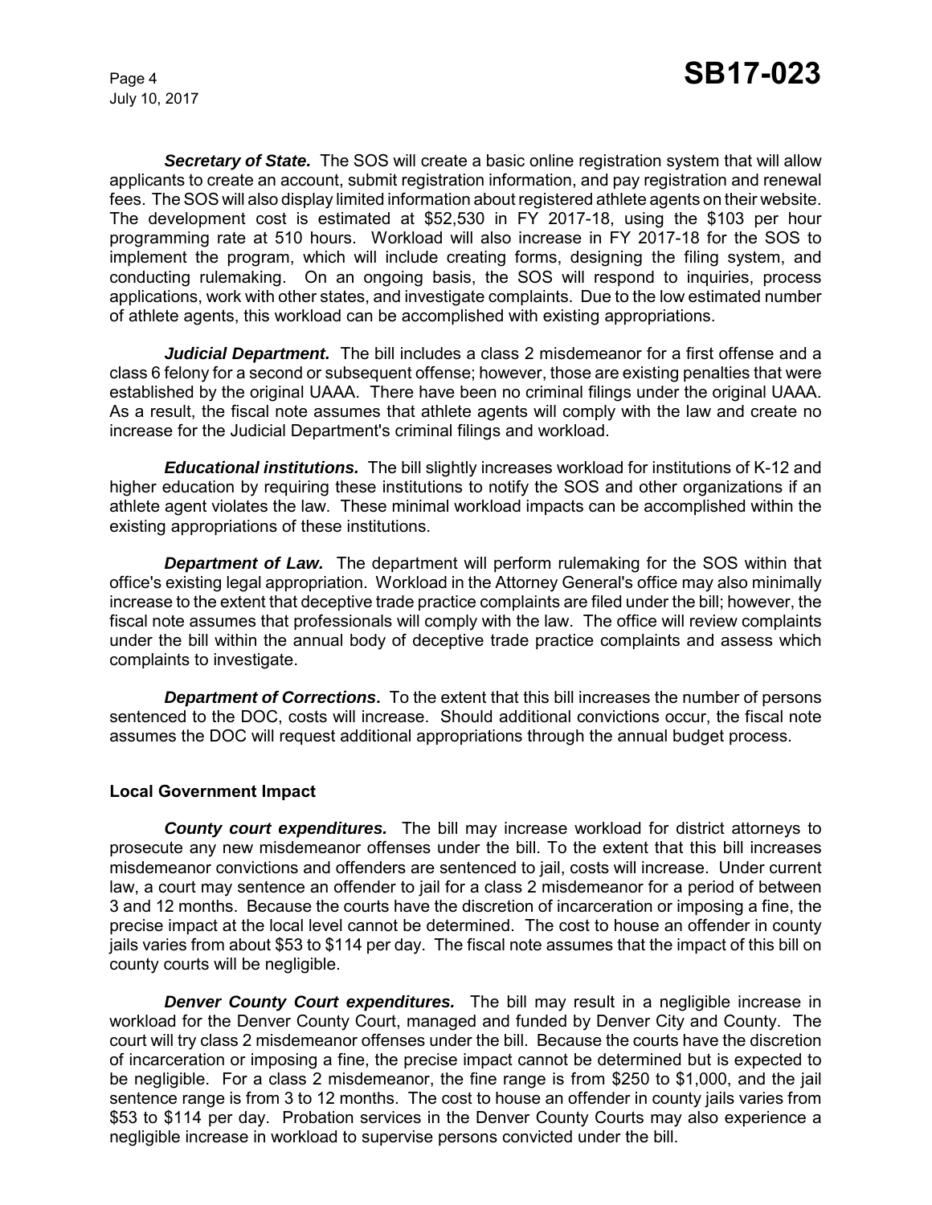***Secretary of State.*** The SOS will create a basic online registration system that will allow applicants to create an account, submit registration information, and pay registration and renewal fees. The SOS will also display limited information about registered athlete agents on their website. The development cost is estimated at $52,530 in FY 2017-18, using the $103 per hour programming rate at 510 hours. Workload will also increase in FY 2017-18 for the SOS to implement the program, which will include creating forms, designing the filing system, and conducting rulemaking. On an ongoing basis, the SOS will respond to inquiries, process applications, work with other states, and investigate complaints. Due to the low estimated number of athlete agents, this workload can be accomplished with existing appropriations.

***Judicial Department.*** The bill includes a class 2 misdemeanor for a first offense and a class 6 felony for a second or subsequent offense; however, those are existing penalties that were established by the original UAAA. There have been no criminal filings under the original UAAA. As a result, the fiscal note assumes that athlete agents will comply with the law and create no increase for the Judicial Department's criminal filings and workload.

***Educational institutions.*** The bill slightly increases workload for institutions of K-12 and higher education by requiring these institutions to notify the SOS and other organizations if an athlete agent violates the law. These minimal workload impacts can be accomplished within the existing appropriations of these institutions.

***Department of Law.*** The department will perform rulemaking for the SOS within that office's existing legal appropriation. Workload in the Attorney General's office may also minimally increase to the extent that deceptive trade practice complaints are filed under the bill; however, the fiscal note assumes that professionals will comply with the law. The office will review complaints under the bill within the annual body of deceptive trade practice complaints and assess which complaints to investigate.

***Department of Corrections*.** To the extent that this bill increases the number of persons sentenced to the DOC, costs will increase. Should additional convictions occur, the fiscal note assumes the DOC will request additional appropriations through the annual budget process.

**Local Government Impact**

***County court expenditures.*** The bill may increase workload for district attorneys to prosecute any new misdemeanor offenses under the bill. To the extent that this bill increases misdemeanor convictions and offenders are sentenced to jail, costs will increase. Under current law, a court may sentence an offender to jail for a class 2 misdemeanor for a period of between 3 and 12 months. Because the courts have the discretion of incarceration or imposing a fine, the precise impact at the local level cannot be determined. The cost to house an offender in county jails varies from about $53 to $114 per day. The fiscal note assumes that the impact of this bill on county courts will be negligible.

***Denver County Court expenditures.*** The bill may result in a negligible increase in workload for the Denver County Court, managed and funded by Denver City and County. The court will try class 2 misdemeanor offenses under the bill. Because the courts have the discretion of incarceration or imposing a fine, the precise impact cannot be determined but is expected to be negligible. For a class 2 misdemeanor, the fine range is from $250 to $1,000, and the jail sentence range is from 3 to 12 months. The cost to house an offender in county jails varies from $53 to $114 per day. Probation services in the Denver County Courts may also experience a negligible increase in workload to supervise persons convicted under the bill.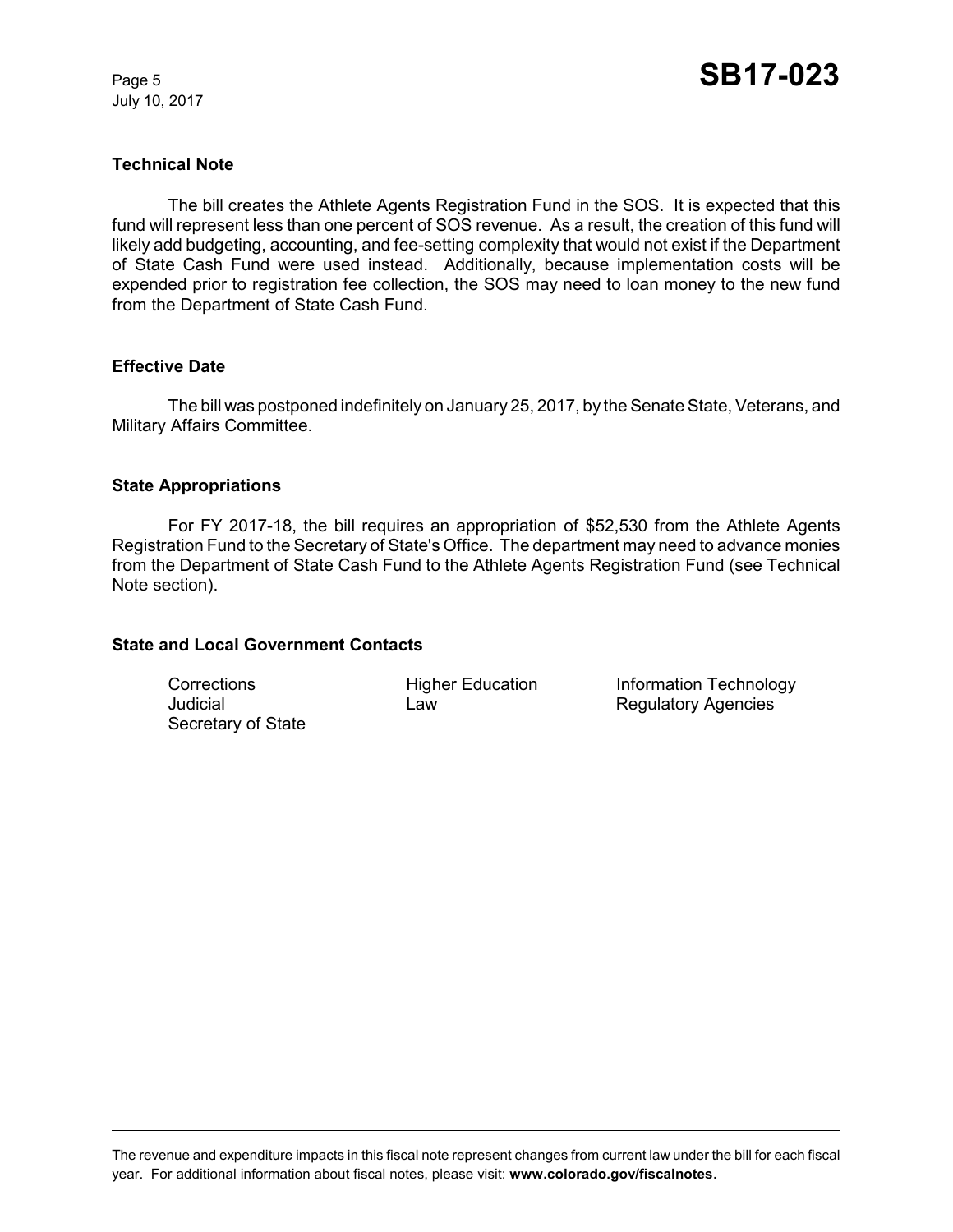**Technical Note**

The bill creates the Athlete Agents Registration Fund in the SOS. It is expected that this fund will represent less than one percent of SOS revenue. As a result, the creation of this fund will likely add budgeting, accounting, and fee-setting complexity that would not exist if the Department of State Cash Fund were used instead. Additionally, because implementation costs will be expended prior to registration fee collection, the SOS may need to loan money to the new fund from the Department of State Cash Fund.

**Effective Date**

The bill was postponed indefinitely on January 25, 2017, by the Senate State, Veterans, and Military Affairs Committee.

**State Appropriations**

For FY 2017-18, the bill requires an appropriation of $52,530 from the Athlete Agents Registration Fund to the Secretary of State's Office. The department may need to advance monies from the Department of State Cash Fund to the Athlete Agents Registration Fund (see Technical Note section).

**State and Local Government Contacts**

| | | |
|---|---|---|
| Corrections | Higher Education | Information Technology |
| Judicial | Law | Regulatory Agencies |
| Secretary of State | | |

The revenue and expenditure impacts in this fiscal note represent changes from current law under the bill for each fiscal year. For additional information about fiscal notes, please visit: **www.colorado.gov/fiscalnotes.**